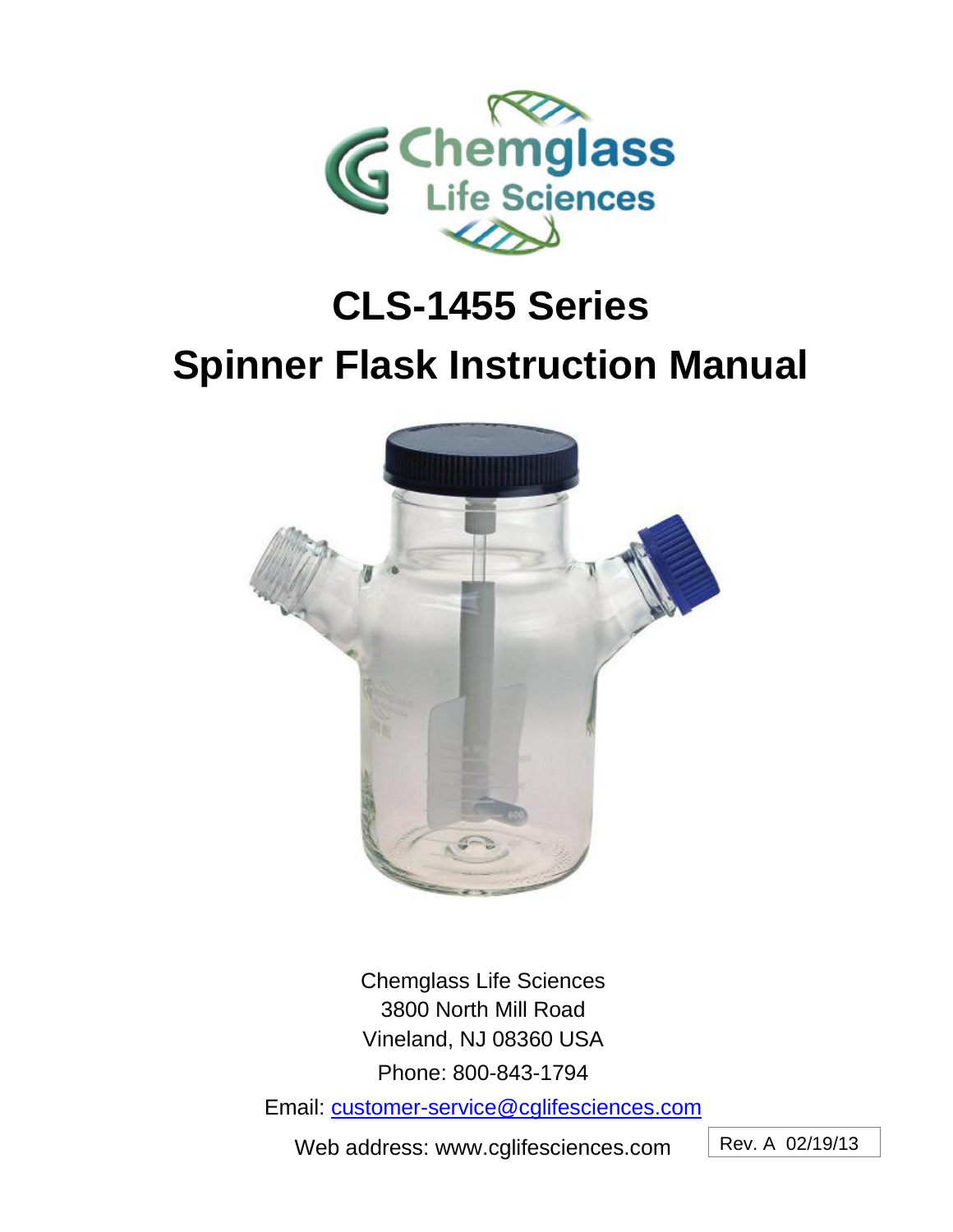# CLS-1455 Series

# Spinner Flask Instruction Manual

Chemglass Life Sciences
3800 North Mill Road
Vineland, NJ 08360 USA
Phone: 800-843-1794
Email: customer-service@cglifesciences.com
Web address: www.cglifesciences.com

Rev. A 02/19/13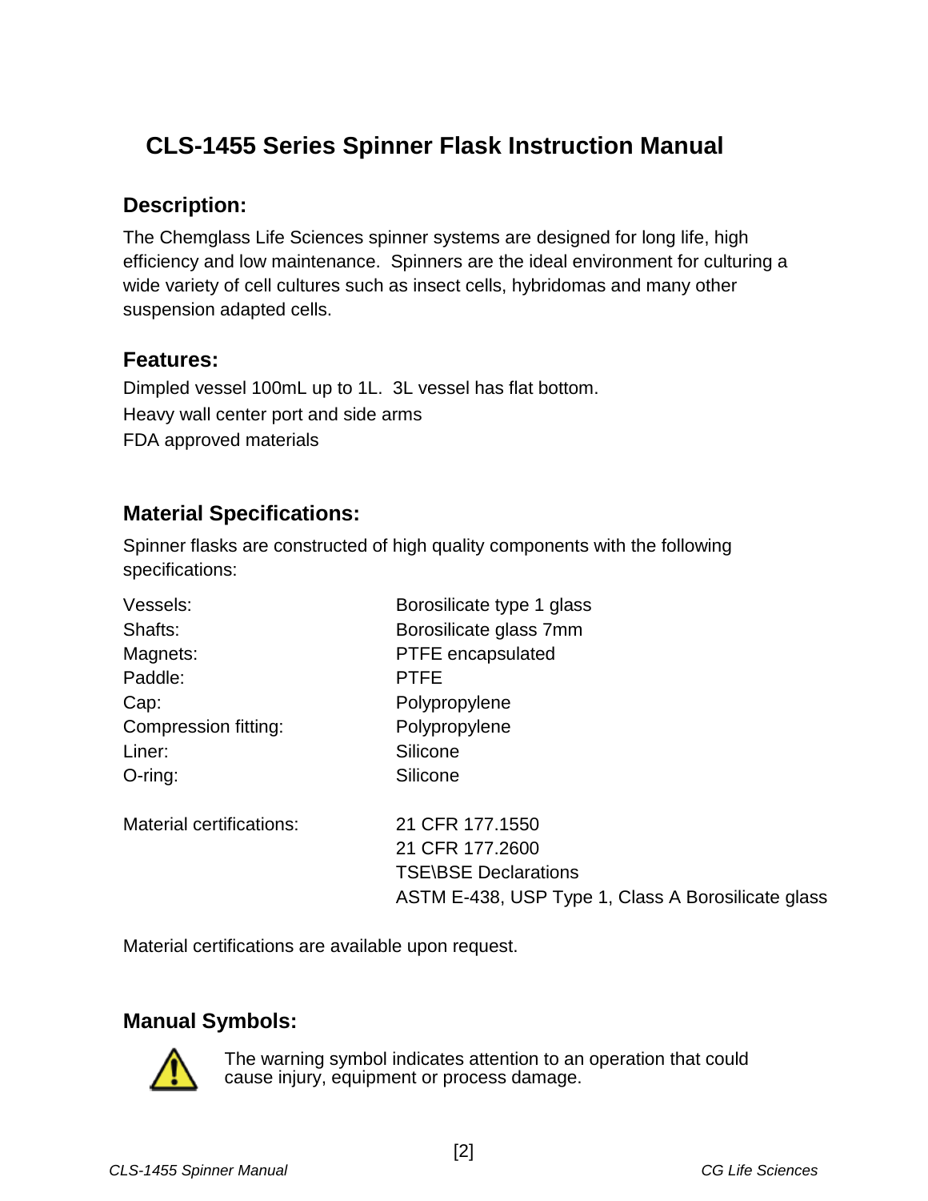# CLS-1455 Series Spinner Flask Instruction Manual

## Description:

The Chemglass Life Sciences spinner systems are designed for long life, high efficiency and low maintenance. Spinners are the ideal environment for culturing a wide variety of cell cultures such as insect cells, hybridomas and many other suspension adapted cells.

## Features:

Dimpled vessel 100mL up to 1L. 3L vessel has flat bottom.
Heavy wall center port and side arms
FDA approved materials

## Material Specifications:

Spinner flasks are constructed of high quality components with the following specifications:

| | |
|---|---|
| Vessels: | Borosilicate type 1 glass |
| Shafts: | Borosilicate glass 7mm |
| Magnets: | PTFE encapsulated |
| Paddle: | PTFE |
| Cap: | Polypropylene |
| Compression fitting: | Polypropylene |
| Liner: | Silicone |
| O-ring: | Silicone |
| Material certifications: | 21 CFR 177.1550<br>21 CFR 177.2600<br>TSE\BSE Declarations<br>ASTM E-438, USP Type 1, Class A Borosilicate glass |

Material certifications are available upon request.

## Manual Symbols:

⚠ The warning symbol indicates attention to an operation that could cause injury, equipment or process damage.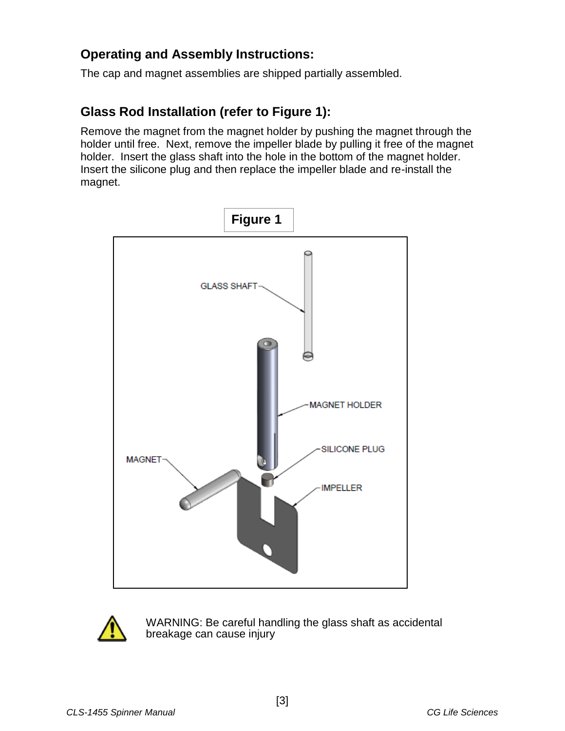## Operating and Assembly Instructions:

The cap and magnet assemblies are shipped partially assembled.

## Glass Rod Installation (refer to Figure 1):

Remove the magnet from the magnet holder by pushing the magnet through the holder until free. Next, remove the impeller blade by pulling it free of the magnet holder. Insert the glass shaft into the hole in the bottom of the magnet holder. Insert the silicone plug and then replace the impeller blade and re-install the magnet.

**Figure 1**

WARNING: Be careful handling the glass shaft as accidental breakage can cause injury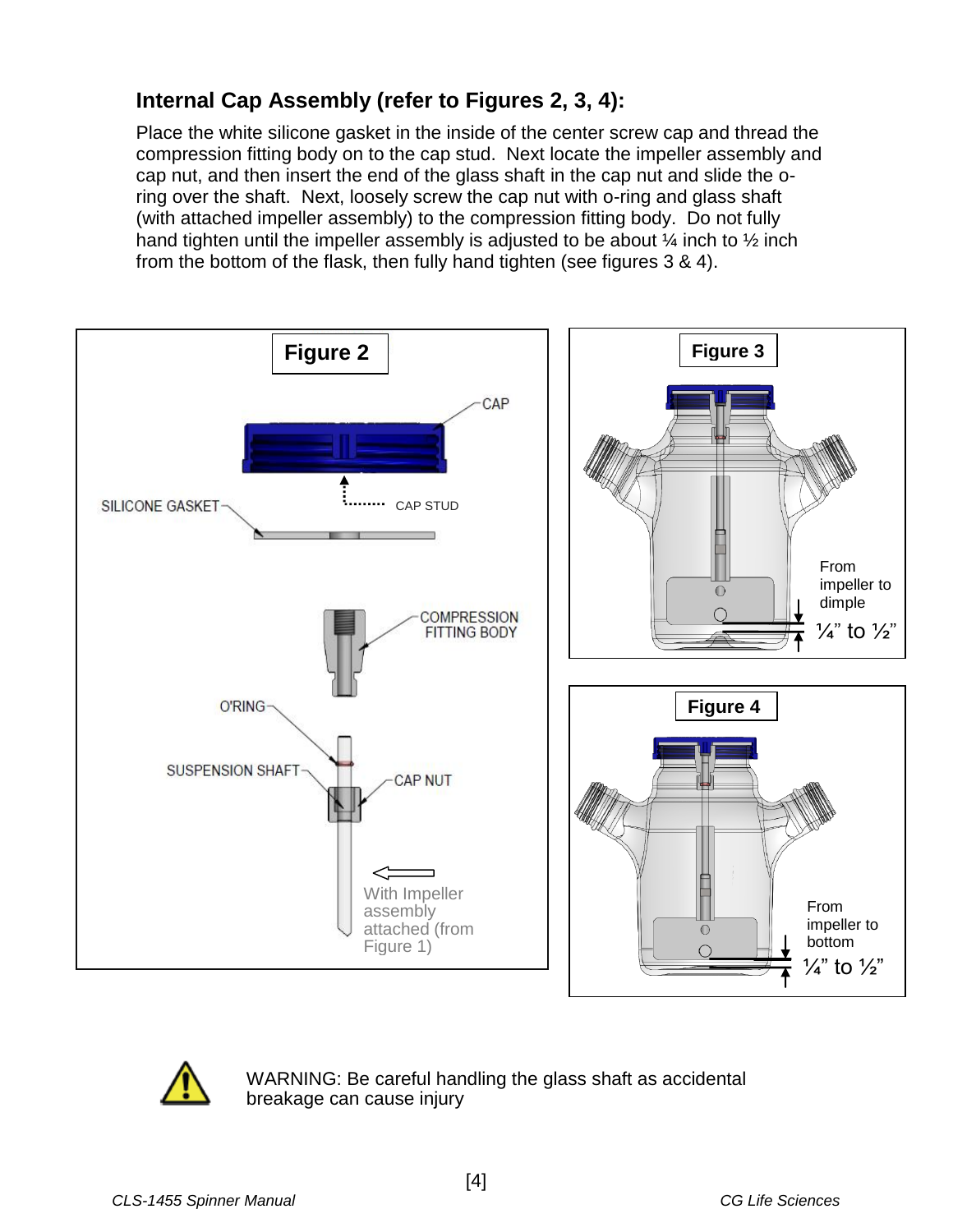### Internal Cap Assembly (refer to Figures 2, 3, 4):

Place the white silicone gasket in the inside of the center screw cap and thread the compression fitting body on to the cap stud. Next locate the impeller assembly and cap nut, and then insert the end of the glass shaft in the cap nut and slide the o-ring over the shaft. Next, loosely screw the cap nut with o-ring and glass shaft (with attached impeller assembly) to the compression fitting body. Do not fully hand tighten until the impeller assembly is adjusted to be about ¼ inch to ½ inch from the bottom of the flask, then fully hand tighten (see figures 3 & 4).

**Figure 2**

CAP

SILICONE GASKET

CAP STUD

COMPRESSION FITTING BODY

O'RING

SUSPENSION SHAFT

CAP NUT

With Impeller assembly attached (from Figure 1)

**Figure 3**

From impeller to dimple

¼" to ½"

**Figure 4**

From impeller to bottom

¼" to ½"

WARNING: Be careful handling the glass shaft as accidental breakage can cause injury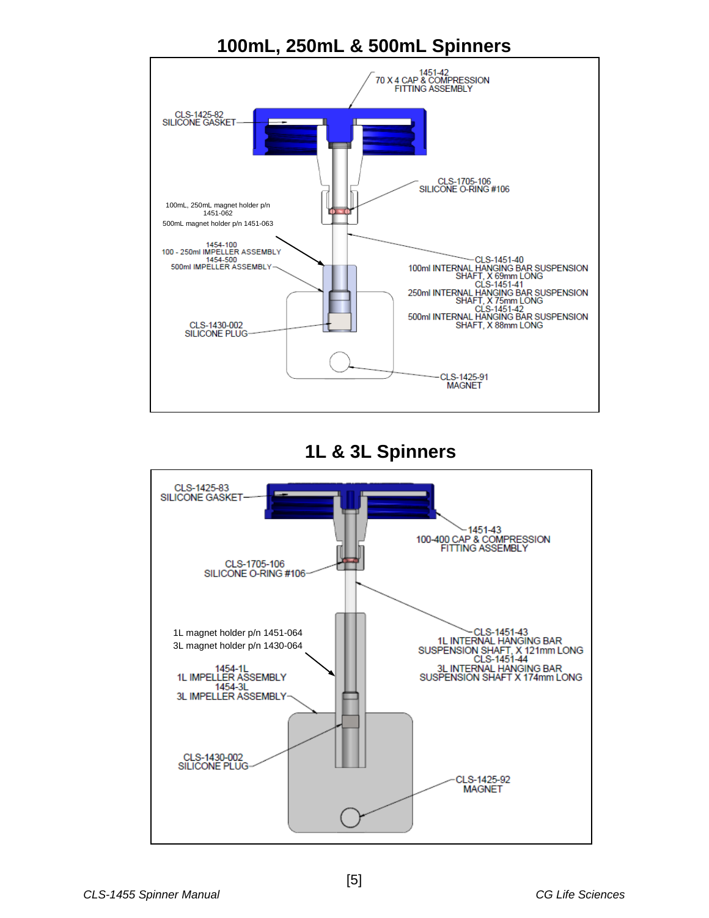## 100mL, 250mL & 500mL Spinners

1451-42
70 X 4 CAP & COMPRESSION
FITTING ASSEMBLY

CLS-1425-82
SILICONE GASKET

CLS-1705-106
SILICONE O-RING #106

100mL, 250mL magnet holder p/n
1451-062

500mL magnet holder p/n 1451-063

1454-100
100 - 250ml IMPELLER ASSEMBLY
1454-500
500ml IMPELLER ASSEMBLY

CLS-1451-40
100ml INTERNAL HANGING BAR SUSPENSION
SHAFT, X 69mm LONG
CLS-1451-41
250ml INTERNAL HANGING BAR SUSPENSION
SHAFT, X 75mm LONG
CLS-1451-42
500ml INTERNAL HANGING BAR SUSPENSION
SHAFT, X 88mm LONG

CLS-1430-002
SILICONE PLUG

CLS-1425-91
MAGNET

## 1L & 3L Spinners

CLS-1425-83
SILICONE GASKET

1451-43
100-400 CAP & COMPRESSION
FITTING ASSEMBLY

CLS-1705-106
SILICONE O-RING #106

1L magnet holder p/n 1451-064
3L magnet holder p/n 1430-064

1454-1L
1L IMPELLER ASSEMBLY
1454-3L
3L IMPELLER ASSEMBLY

CLS-1451-43
1L INTERNAL HANGING BAR
SUSPENSION SHAFT, X 121mm LONG
CLS-1451-44
3L INTERNAL HANGING BAR
SUSPENSION SHAFT X 174mm LONG

CLS-1430-002
SILICONE PLUG

CLS-1425-92
MAGNET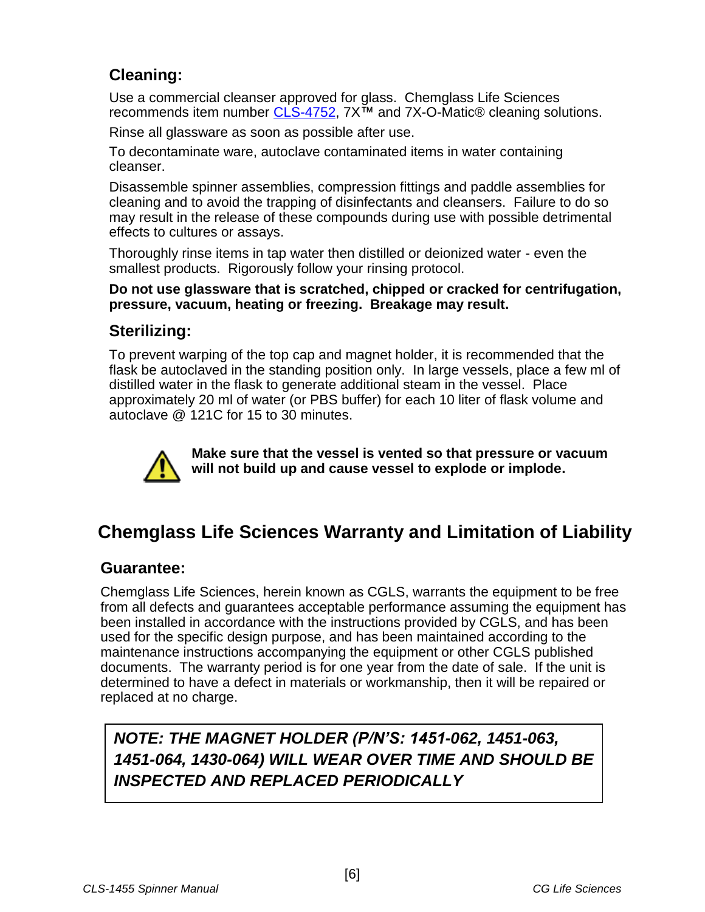### Cleaning:

Use a commercial cleanser approved for glass. Chemglass Life Sciences recommends item number CLS-4752, 7X™ and 7X-O-Matic® cleaning solutions.

Rinse all glassware as soon as possible after use.

To decontaminate ware, autoclave contaminated items in water containing cleanser.

Disassemble spinner assemblies, compression fittings and paddle assemblies for cleaning and to avoid the trapping of disinfectants and cleansers. Failure to do so may result in the release of these compounds during use with possible detrimental effects to cultures or assays.

Thoroughly rinse items in tap water then distilled or deionized water - even the smallest products. Rigorously follow your rinsing protocol.

**Do not use glassware that is scratched, chipped or cracked for centrifugation, pressure, vacuum, heating or freezing. Breakage may result.**

### Sterilizing:

To prevent warping of the top cap and magnet holder, it is recommended that the flask be autoclaved in the standing position only. In large vessels, place a few ml of distilled water in the flask to generate additional steam in the vessel. Place approximately 20 ml of water (or PBS buffer) for each 10 liter of flask volume and autoclave @ 121C for 15 to 30 minutes.

**Make sure that the vessel is vented so that pressure or vacuum will not build up and cause vessel to explode or implode.**

## Chemglass Life Sciences Warranty and Limitation of Liability

### Guarantee:

Chemglass Life Sciences, herein known as CGLS, warrants the equipment to be free from all defects and guarantees acceptable performance assuming the equipment has been installed in accordance with the instructions provided by CGLS, and has been used for the specific design purpose, and has been maintained according to the maintenance instructions accompanying the equipment or other CGLS published documents. The warranty period is for one year from the date of sale. If the unit is determined to have a defect in materials or workmanship, then it will be repaired or replaced at no charge.

***NOTE: THE MAGNET HOLDER (P/N'S: 1451-062, 1451-063, 1451-064, 1430-064) WILL WEAR OVER TIME AND SHOULD BE INSPECTED AND REPLACED PERIODICALLY***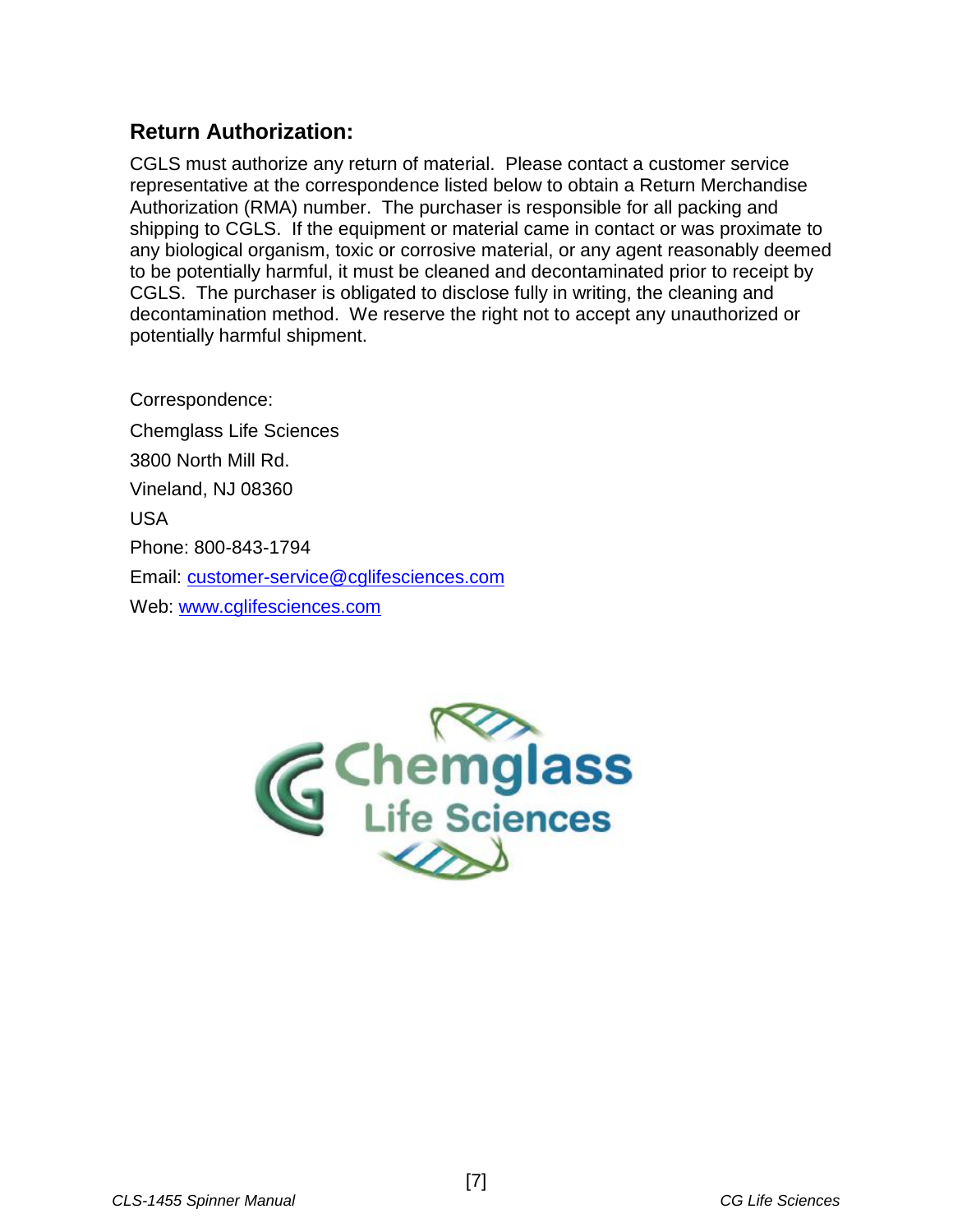## Return Authorization:

CGLS must authorize any return of material. Please contact a customer service representative at the correspondence listed below to obtain a Return Merchandise Authorization (RMA) number. The purchaser is responsible for all packing and shipping to CGLS. If the equipment or material came in contact or was proximate to any biological organism, toxic or corrosive material, or any agent reasonably deemed to be potentially harmful, it must be cleaned and decontaminated prior to receipt by CGLS. The purchaser is obligated to disclose fully in writing, the cleaning and decontamination method. We reserve the right not to accept any unauthorized or potentially harmful shipment.

Correspondence:

Chemglass Life Sciences

3800 North Mill Rd.

Vineland, NJ 08360

USA

Phone: 800-843-1794

Email: customer-service@cglifesciences.com

Web: www.cglifesciences.com